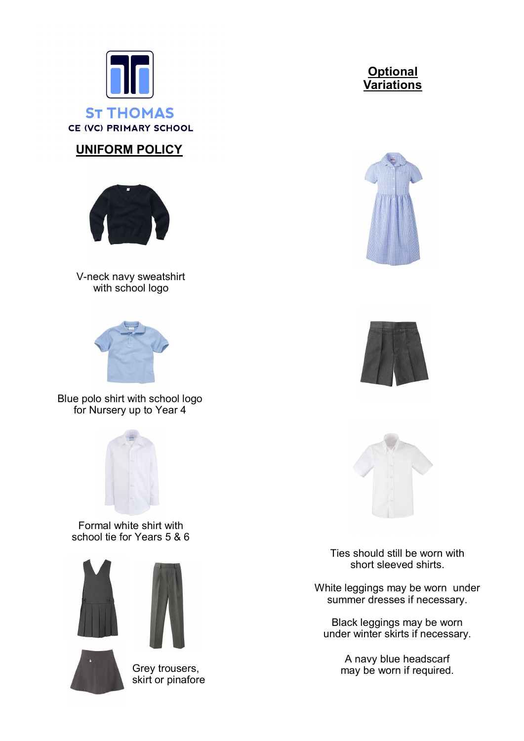ST THOMAS
CE (VC) PRIMARY SCHOOL

# UNIFORM POLICY

V-neck navy sweatshirt with school logo

Blue polo shirt with school logo for Nursery up to Year 4

Formal white shirt with school tie for Years 5 & 6

Grey trousers, skirt or pinafore

## Optional Variations

Ties should still be worn with short sleeved shirts.

White leggings may be worn under summer dresses if necessary.

Black leggings may be worn under winter skirts if necessary.

A navy blue headscarf may be worn if required.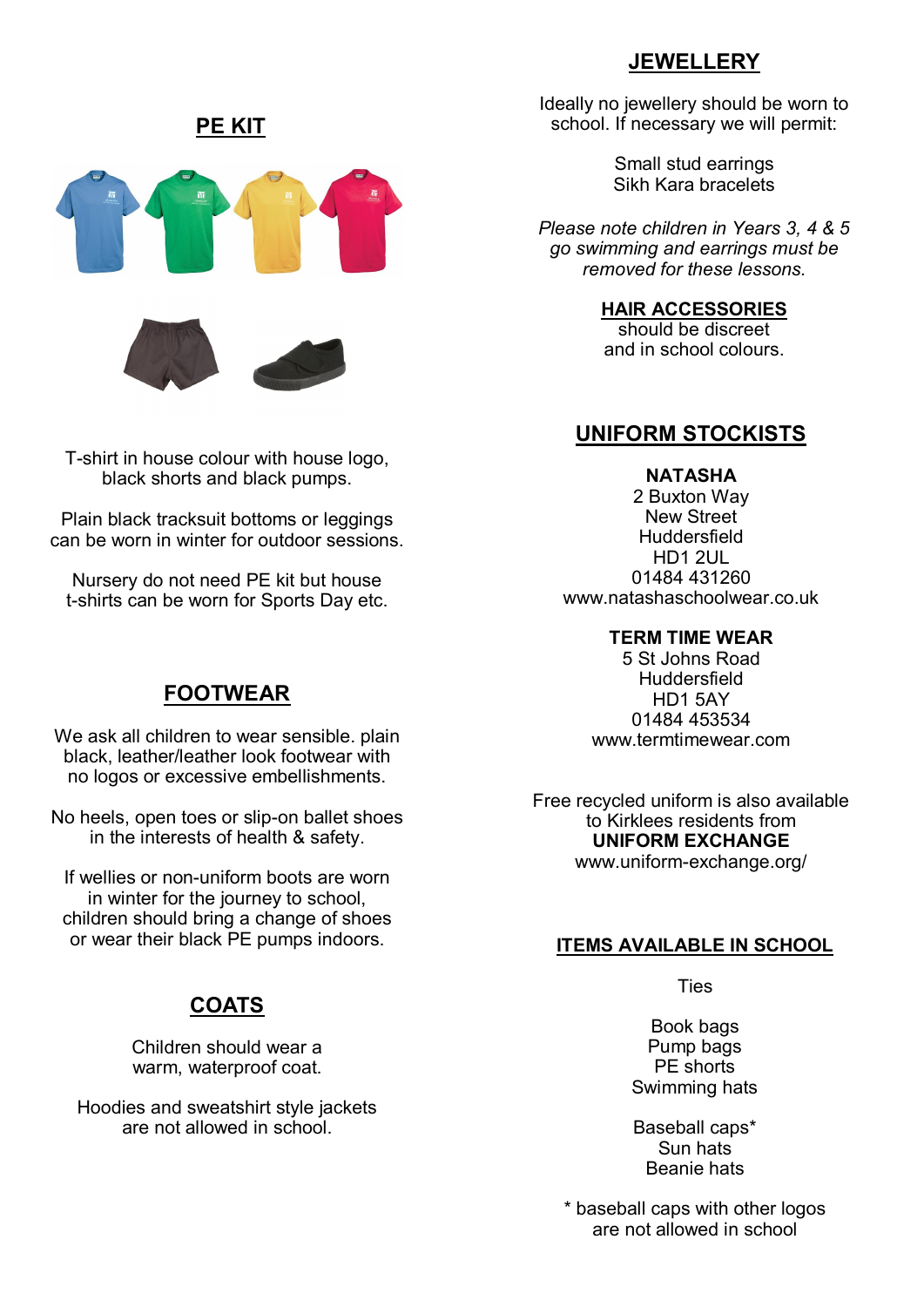## PE KIT

T-shirt in house colour with house logo, black shorts and black pumps.

Plain black tracksuit bottoms or leggings can be worn in winter for outdoor sessions.

Nursery do not need PE kit but house t-shirts can be worn for Sports Day etc.

## FOOTWEAR

We ask all children to wear sensible. plain black, leather/leather look footwear with no logos or excessive embellishments.

No heels, open toes or slip-on ballet shoes in the interests of health & safety.

If wellies or non-uniform boots are worn in winter for the journey to school, children should bring a change of shoes or wear their black PE pumps indoors.

## COATS

Children should wear a warm, waterproof coat.

Hoodies and sweatshirt style jackets are not allowed in school.

## JEWELLERY

Ideally no jewellery should be worn to school. If necessary we will permit:

Small stud earrings
Sikh Kara bracelets

*Please note children in Years 3, 4 & 5 go swimming and earrings must be removed for these lessons.*

## HAIR ACCESSORIES

should be discreet and in school colours.

## UNIFORM STOCKISTS

**NATASHA**
2 Buxton Way
New Street
Huddersfield
HD1 2UL
01484 431260
www.natashaschoolwear.co.uk

**TERM TIME WEAR**
5 St Johns Road
Huddersfield
HD1 5AY
01484 453534
www.termtimewear.com

Free recycled uniform is also available to Kirklees residents from
**UNIFORM EXCHANGE**
www.uniform-exchange.org/

## ITEMS AVAILABLE IN SCHOOL

Ties

Book bags
Pump bags
PE shorts
Swimming hats

Baseball caps*
Sun hats
Beanie hats

* baseball caps with other logos are not allowed in school